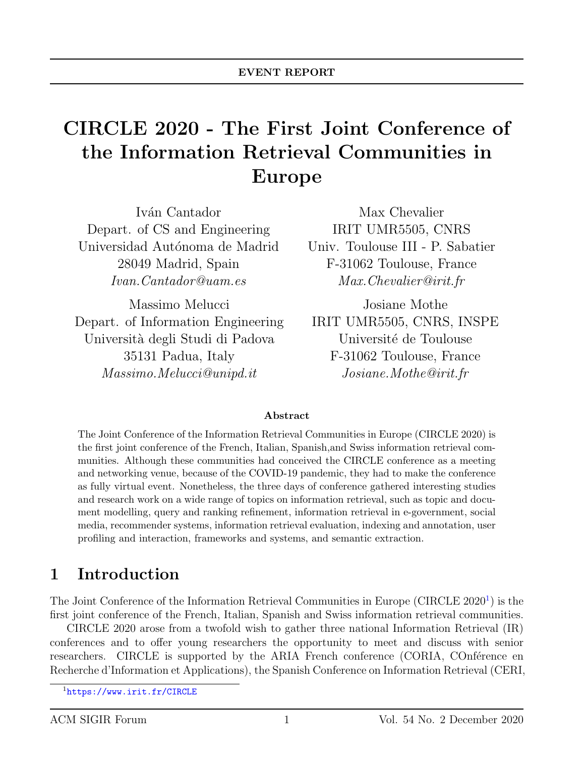EVENT REPORT

# CIRCLE 2020 - The First Joint Conference of the Information Retrieval Communities in Europe

Iván Cantador
Depart. of CS and Engineering
Universidad Autónoma de Madrid
28049 Madrid, Spain
*Ivan.Cantador@uam.es*

Max Chevalier
IRIT UMR5505, CNRS
Univ. Toulouse III - P. Sabatier
F-31062 Toulouse, France
*Max.Chevalier@irit.fr*

Massimo Melucci
Depart. of Information Engineering
Università degli Studi di Padova
35131 Padua, Italy
*Massimo.Melucci@unipd.it*

Josiane Mothe
IRIT UMR5505, CNRS, INSPE
Université de Toulouse
F-31062 Toulouse, France
*Josiane.Mothe@irit.fr*

**Abstract**

The Joint Conference of the Information Retrieval Communities in Europe (CIRCLE 2020) is the first joint conference of the French, Italian, Spanish,and Swiss information retrieval communities. Although these communities had conceived the CIRCLE conference as a meeting and networking venue, because of the COVID-19 pandemic, they had to make the conference as fully virtual event. Nonetheless, the three days of conference gathered interesting studies and research work on a wide range of topics on information retrieval, such as topic and document modelling, query and ranking refinement, information retrieval in e-government, social media, recommender systems, information retrieval evaluation, indexing and annotation, user profiling and interaction, frameworks and systems, and semantic extraction.

## 1 Introduction

The Joint Conference of the Information Retrieval Communities in Europe (CIRCLE 2020[1]) is the first joint conference of the French, Italian, Spanish and Swiss information retrieval communities.

CIRCLE 2020 arose from a twofold wish to gather three national Information Retrieval (IR) conferences and to offer young researchers the opportunity to meet and discuss with senior researchers. CIRCLE is supported by the ARIA French conference (CORIA, COnférence en Recherche d'Information et Applications), the Spanish Conference on Information Retrieval (CERI,

[1] https://www.irit.fr/CIRCLE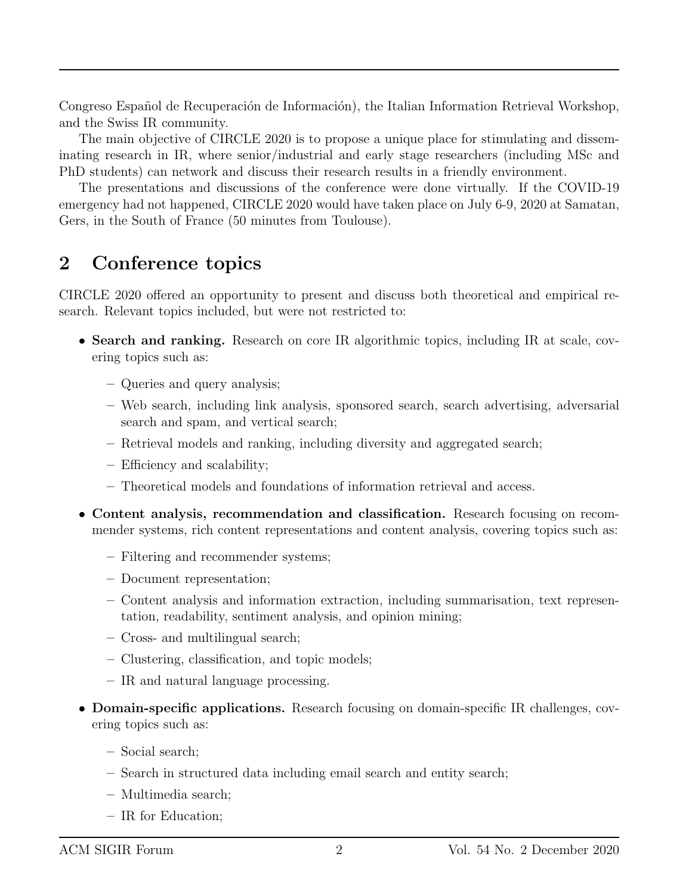Congreso Español de Recuperación de Información), the Italian Information Retrieval Workshop, and the Swiss IR community.

The main objective of CIRCLE 2020 is to propose a unique place for stimulating and disseminating research in IR, where senior/industrial and early stage researchers (including MSc and PhD students) can network and discuss their research results in a friendly environment.

The presentations and discussions of the conference were done virtually. If the COVID-19 emergency had not happened, CIRCLE 2020 would have taken place on July 6-9, 2020 at Samatan, Gers, in the South of France (50 minutes from Toulouse).

## 2 Conference topics

CIRCLE 2020 offered an opportunity to present and discuss both theoretical and empirical research. Relevant topics included, but were not restricted to:

- **Search and ranking.** Research on core IR algorithmic topics, including IR at scale, covering topics such as:
  - Queries and query analysis;
  - Web search, including link analysis, sponsored search, search advertising, adversarial search and spam, and vertical search;
  - Retrieval models and ranking, including diversity and aggregated search;
  - Efficiency and scalability;
  - Theoretical models and foundations of information retrieval and access.
- **Content analysis, recommendation and classification.** Research focusing on recommender systems, rich content representations and content analysis, covering topics such as:
  - Filtering and recommender systems;
  - Document representation;
  - Content analysis and information extraction, including summarisation, text representation, readability, sentiment analysis, and opinion mining;
  - Cross- and multilingual search;
  - Clustering, classification, and topic models;
  - IR and natural language processing.
- **Domain-specific applications.** Research focusing on domain-specific IR challenges, covering topics such as:
  - Social search;
  - Search in structured data including email search and entity search;
  - Multimedia search;
  - IR for Education;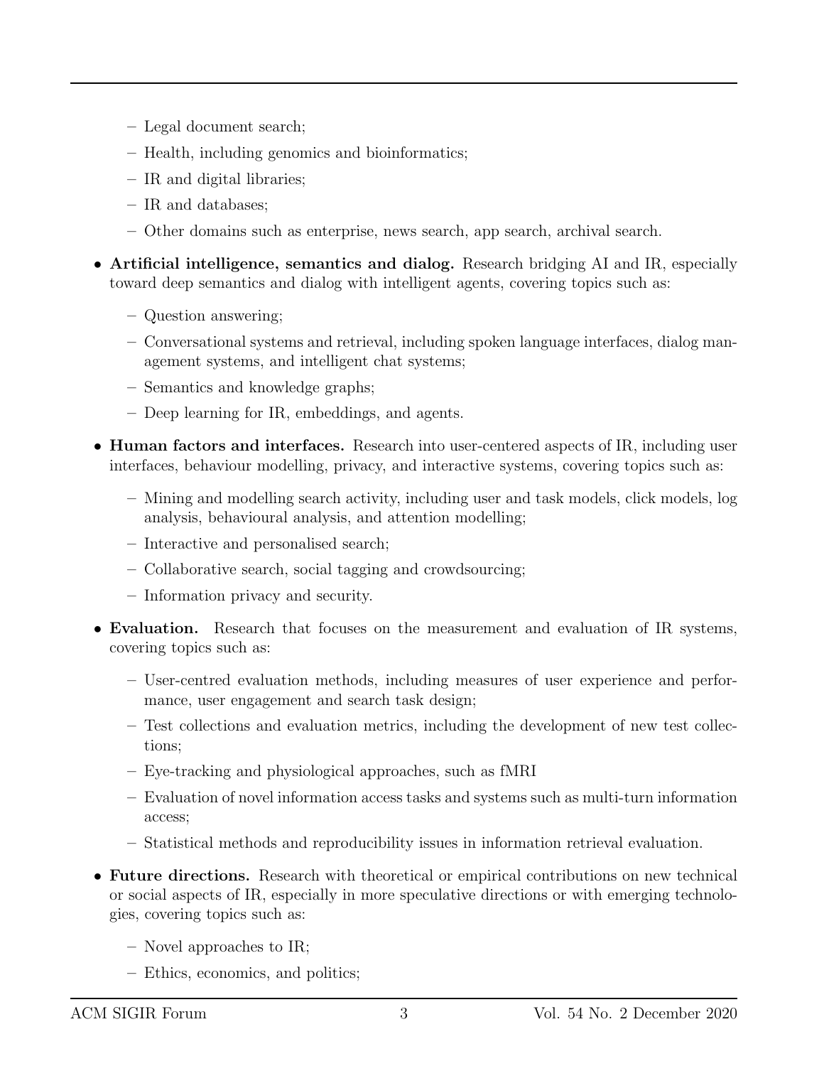- Legal document search;
  - Health, including genomics and bioinformatics;
  - IR and digital libraries;
  - IR and databases;
  - Other domains such as enterprise, news search, app search, archival search.

- **Artificial intelligence, semantics and dialog.** Research bridging AI and IR, especially toward deep semantics and dialog with intelligent agents, covering topics such as:
  - Question answering;
  - Conversational systems and retrieval, including spoken language interfaces, dialog management systems, and intelligent chat systems;
  - Semantics and knowledge graphs;
  - Deep learning for IR, embeddings, and agents.

- **Human factors and interfaces.** Research into user-centered aspects of IR, including user interfaces, behaviour modelling, privacy, and interactive systems, covering topics such as:
  - Mining and modelling search activity, including user and task models, click models, log analysis, behavioural analysis, and attention modelling;
  - Interactive and personalised search;
  - Collaborative search, social tagging and crowdsourcing;
  - Information privacy and security.

- **Evaluation.** Research that focuses on the measurement and evaluation of IR systems, covering topics such as:
  - User-centred evaluation methods, including measures of user experience and performance, user engagement and search task design;
  - Test collections and evaluation metrics, including the development of new test collections;
  - Eye-tracking and physiological approaches, such as fMRI
  - Evaluation of novel information access tasks and systems such as multi-turn information access;
  - Statistical methods and reproducibility issues in information retrieval evaluation.

- **Future directions.** Research with theoretical or empirical contributions on new technical or social aspects of IR, especially in more speculative directions or with emerging technologies, covering topics such as:
  - Novel approaches to IR;
  - Ethics, economics, and politics;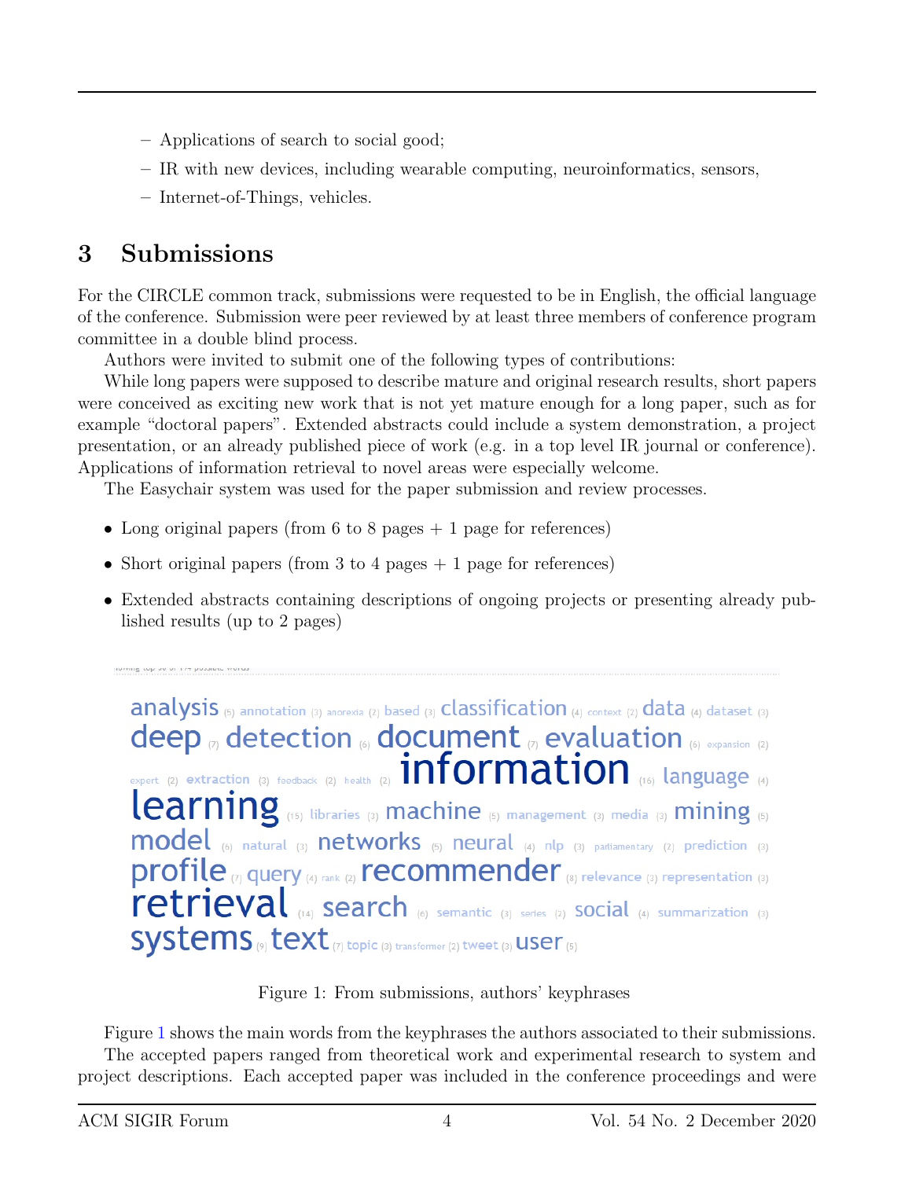– Applications of search to social good;
– IR with new devices, including wearable computing, neuroinformatics, sensors,
– Internet-of-Things, vehicles.

## 3 Submissions

For the CIRCLE common track, submissions were requested to be in English, the official language of the conference. Submission were peer reviewed by at least three members of conference program committee in a double blind process.

Authors were invited to submit one of the following types of contributions:

While long papers were supposed to describe mature and original research results, short papers were conceived as exciting new work that is not yet mature enough for a long paper, such as for example "doctoral papers". Extended abstracts could include a system demonstration, a project presentation, or an already published piece of work (e.g. in a top level IR journal or conference). Applications of information retrieval to novel areas were especially welcome.

The Easychair system was used for the paper submission and review processes.

- Long original papers (from 6 to 8 pages + 1 page for references)
- Short original papers (from 3 to 4 pages + 1 page for references)
- Extended abstracts containing descriptions of ongoing projects or presenting already published results (up to 2 pages)

Figure 1: From submissions, authors' keyphrases

Figure 1 shows the main words from the keyphrases the authors associated to their submissions.

The accepted papers ranged from theoretical work and experimental research to system and project descriptions. Each accepted paper was included in the conference proceedings and were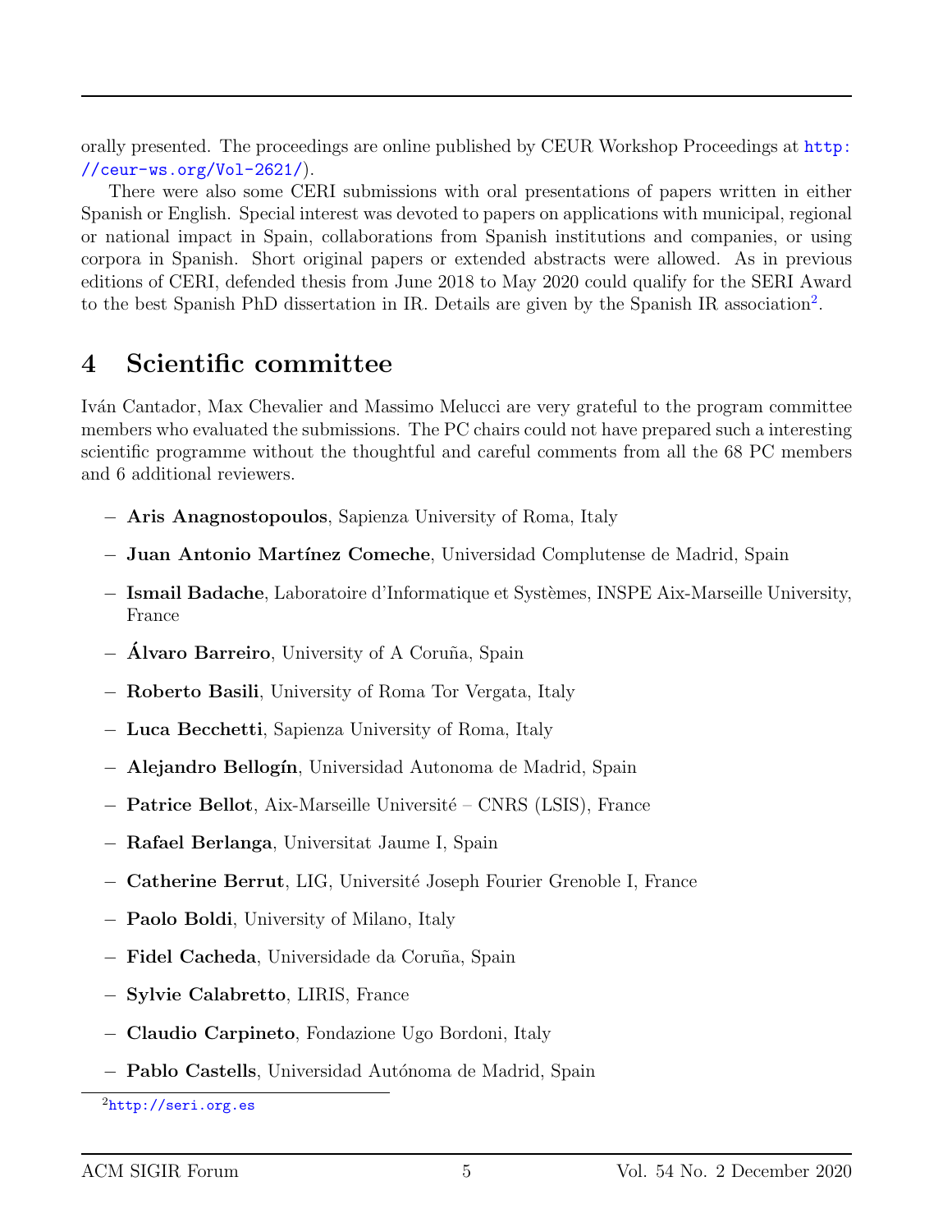orally presented. The proceedings are online published by CEUR Workshop Proceedings at http://ceur-ws.org/Vol-2621/).

There were also some CERI submissions with oral presentations of papers written in either Spanish or English. Special interest was devoted to papers on applications with municipal, regional or national impact in Spain, collaborations from Spanish institutions and companies, or using corpora in Spanish. Short original papers or extended abstracts were allowed. As in previous editions of CERI, defended thesis from June 2018 to May 2020 could qualify for the SERI Award to the best Spanish PhD dissertation in IR. Details are given by the Spanish IR association[2].

## 4 Scientific committee

Iván Cantador, Max Chevalier and Massimo Melucci are very grateful to the program committee members who evaluated the submissions. The PC chairs could not have prepared such a interesting scientific programme without the thoughtful and careful comments from all the 68 PC members and 6 additional reviewers.

- **Aris Anagnostopoulos**, Sapienza University of Roma, Italy
- **Juan Antonio Martínez Comeche**, Universidad Complutense de Madrid, Spain
- **Ismail Badache**, Laboratoire d'Informatique et Systèmes, INSPE Aix-Marseille University, France
- **Álvaro Barreiro**, University of A Coruña, Spain
- **Roberto Basili**, University of Roma Tor Vergata, Italy
- **Luca Becchetti**, Sapienza University of Roma, Italy
- **Alejandro Bellogín**, Universidad Autonoma de Madrid, Spain
- **Patrice Bellot**, Aix-Marseille Université – CNRS (LSIS), France
- **Rafael Berlanga**, Universitat Jaume I, Spain
- **Catherine Berrut**, LIG, Université Joseph Fourier Grenoble I, France
- **Paolo Boldi**, University of Milano, Italy
- **Fidel Cacheda**, Universidade da Coruña, Spain
- **Sylvie Calabretto**, LIRIS, France
- **Claudio Carpineto**, Fondazione Ugo Bordoni, Italy
- **Pablo Castells**, Universidad Autónoma de Madrid, Spain

[2] http://seri.org.es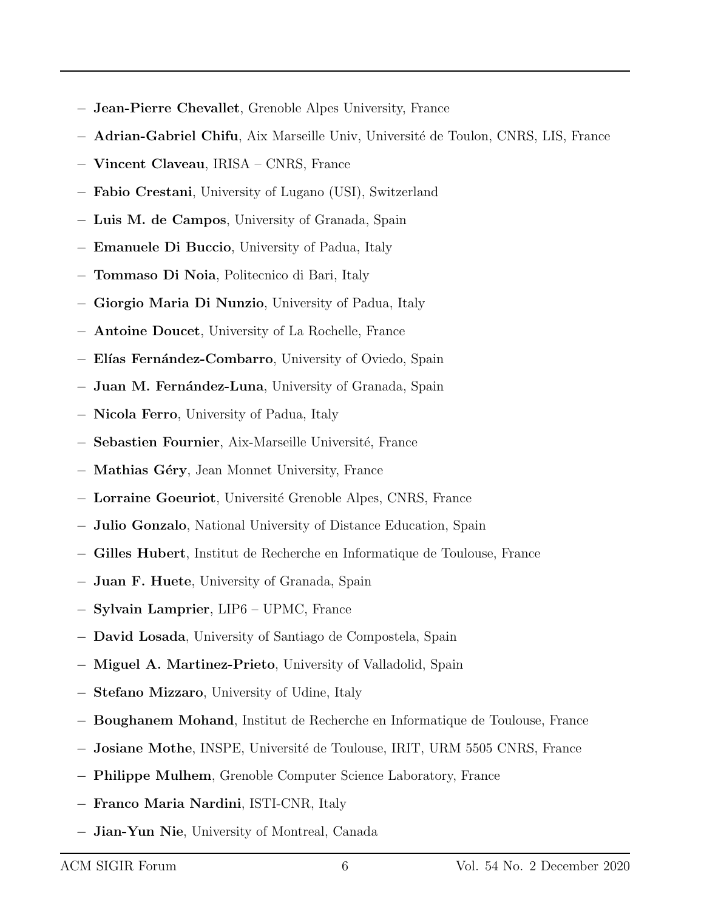- **Jean-Pierre Chevallet**, Grenoble Alpes University, France
- **Adrian-Gabriel Chifu**, Aix Marseille Univ, Université de Toulon, CNRS, LIS, France
- **Vincent Claveau**, IRISA – CNRS, France
- **Fabio Crestani**, University of Lugano (USI), Switzerland
- **Luis M. de Campos**, University of Granada, Spain
- **Emanuele Di Buccio**, University of Padua, Italy
- **Tommaso Di Noia**, Politecnico di Bari, Italy
- **Giorgio Maria Di Nunzio**, University of Padua, Italy
- **Antoine Doucet**, University of La Rochelle, France
- **Elías Fernández-Combarro**, University of Oviedo, Spain
- **Juan M. Fernández-Luna**, University of Granada, Spain
- **Nicola Ferro**, University of Padua, Italy
- **Sebastien Fournier**, Aix-Marseille Université, France
- **Mathias Géry**, Jean Monnet University, France
- **Lorraine Goeuriot**, Université Grenoble Alpes, CNRS, France
- **Julio Gonzalo**, National University of Distance Education, Spain
- **Gilles Hubert**, Institut de Recherche en Informatique de Toulouse, France
- **Juan F. Huete**, University of Granada, Spain
- **Sylvain Lamprier**, LIP6 – UPMC, France
- **David Losada**, University of Santiago de Compostela, Spain
- **Miguel A. Martinez-Prieto**, University of Valladolid, Spain
- **Stefano Mizzaro**, University of Udine, Italy
- **Boughanem Mohand**, Institut de Recherche en Informatique de Toulouse, France
- **Josiane Mothe**, INSPE, Université de Toulouse, IRIT, URM 5505 CNRS, France
- **Philippe Mulhem**, Grenoble Computer Science Laboratory, France
- **Franco Maria Nardini**, ISTI-CNR, Italy
- **Jian-Yun Nie**, University of Montreal, Canada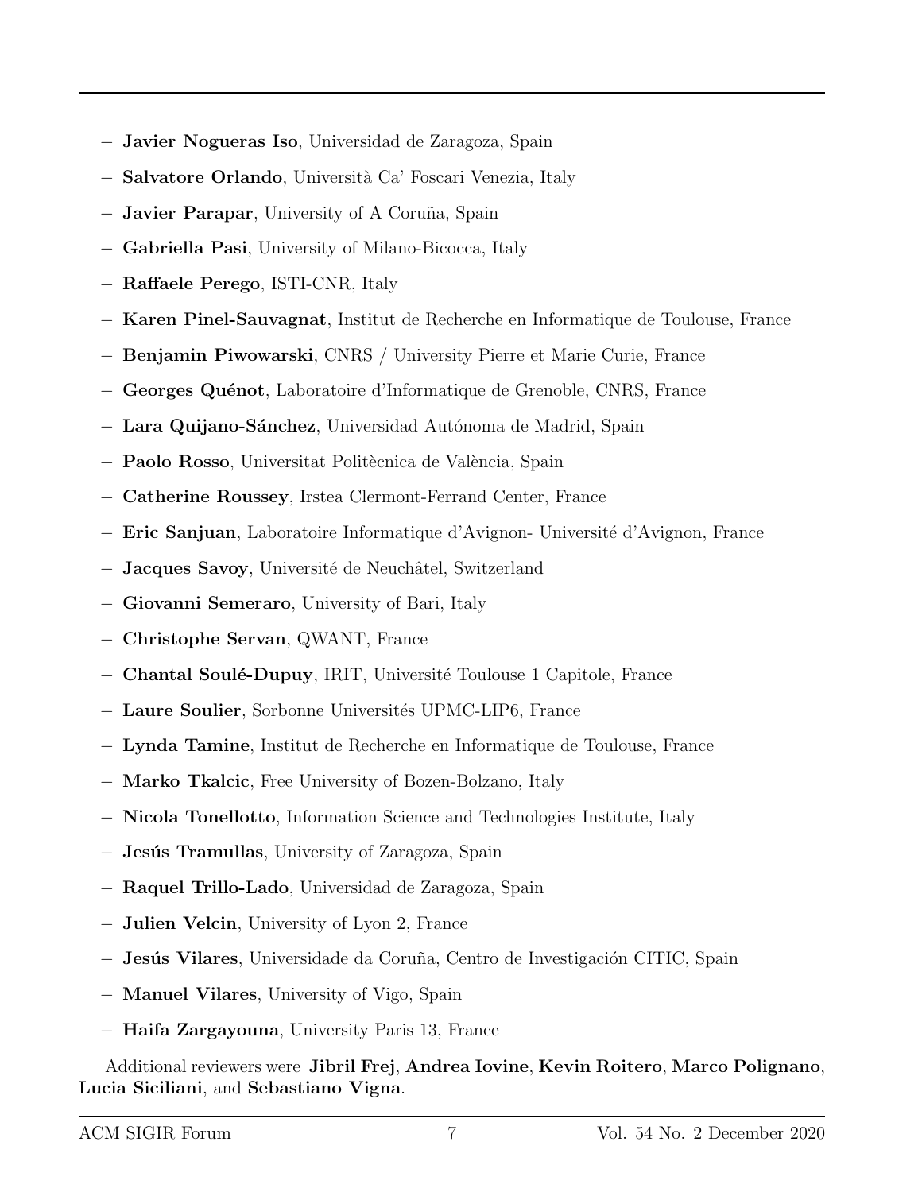- **Javier Nogueras Iso**, Universidad de Zaragoza, Spain
- **Salvatore Orlando**, Università Ca' Foscari Venezia, Italy
- **Javier Parapar**, University of A Coruña, Spain
- **Gabriella Pasi**, University of Milano-Bicocca, Italy
- **Raffaele Perego**, ISTI-CNR, Italy
- **Karen Pinel-Sauvagnat**, Institut de Recherche en Informatique de Toulouse, France
- **Benjamin Piwowarski**, CNRS / University Pierre et Marie Curie, France
- **Georges Quénot**, Laboratoire d'Informatique de Grenoble, CNRS, France
- **Lara Quijano-Sánchez**, Universidad Autónoma de Madrid, Spain
- **Paolo Rosso**, Universitat Politècnica de València, Spain
- **Catherine Roussey**, Irstea Clermont-Ferrand Center, France
- **Eric Sanjuan**, Laboratoire Informatique d'Avignon- Université d'Avignon, France
- **Jacques Savoy**, Université de Neuchâtel, Switzerland
- **Giovanni Semeraro**, University of Bari, Italy
- **Christophe Servan**, QWANT, France
- **Chantal Soulé-Dupuy**, IRIT, Université Toulouse 1 Capitole, France
- **Laure Soulier**, Sorbonne Universités UPMC-LIP6, France
- **Lynda Tamine**, Institut de Recherche en Informatique de Toulouse, France
- **Marko Tkalcic**, Free University of Bozen-Bolzano, Italy
- **Nicola Tonellotto**, Information Science and Technologies Institute, Italy
- **Jesús Tramullas**, University of Zaragoza, Spain
- **Raquel Trillo-Lado**, Universidad de Zaragoza, Spain
- **Julien Velcin**, University of Lyon 2, France
- **Jesús Vilares**, Universidade da Coruña, Centro de Investigación CITIC, Spain
- **Manuel Vilares**, University of Vigo, Spain
- **Haifa Zargayouna**, University Paris 13, France

Additional reviewers were **Jibril Frej**, **Andrea Iovine**, **Kevin Roitero**, **Marco Polignano**, **Lucia Siciliani**, and **Sebastiano Vigna**.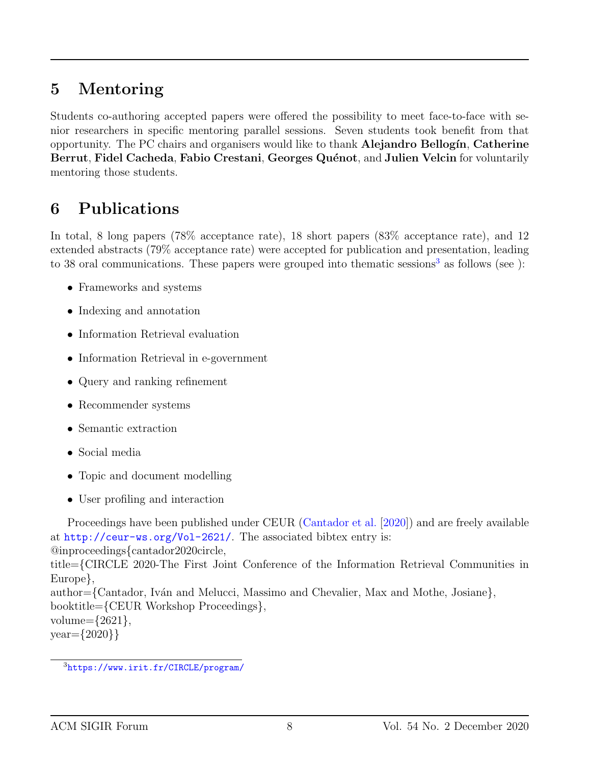## 5 Mentoring

Students co-authoring accepted papers were offered the possibility to meet face-to-face with senior researchers in specific mentoring parallel sessions. Seven students took benefit from that opportunity. The PC chairs and organisers would like to thank **Alejandro Bellogín**, **Catherine Berrut**, **Fidel Cacheda**, **Fabio Crestani**, **Georges Quénot**, and **Julien Velcin** for voluntarily mentoring those students.

## 6 Publications

In total, 8 long papers (78% acceptance rate), 18 short papers (83% acceptance rate), and 12 extended abstracts (79% acceptance rate) were accepted for publication and presentation, leading to 38 oral communications. These papers were grouped into thematic sessions[3] as follows (see ):

- Frameworks and systems
- Indexing and annotation
- Information Retrieval evaluation
- Information Retrieval in e-government
- Query and ranking refinement
- Recommender systems
- Semantic extraction
- Social media
- Topic and document modelling
- User profiling and interaction

Proceedings have been published under CEUR (Cantador et al. [2020]) and are freely available at http://ceur-ws.org/Vol-2621/. The associated bibtex entry is:
@inproceedings{cantador2020circle,
title={CIRCLE 2020-The First Joint Conference of the Information Retrieval Communities in Europe},
author={Cantador, Iván and Melucci, Massimo and Chevalier, Max and Mothe, Josiane},
booktitle={CEUR Workshop Proceedings},
volume={2621},
year={2020}}

[3] https://www.irit.fr/CIRCLE/program/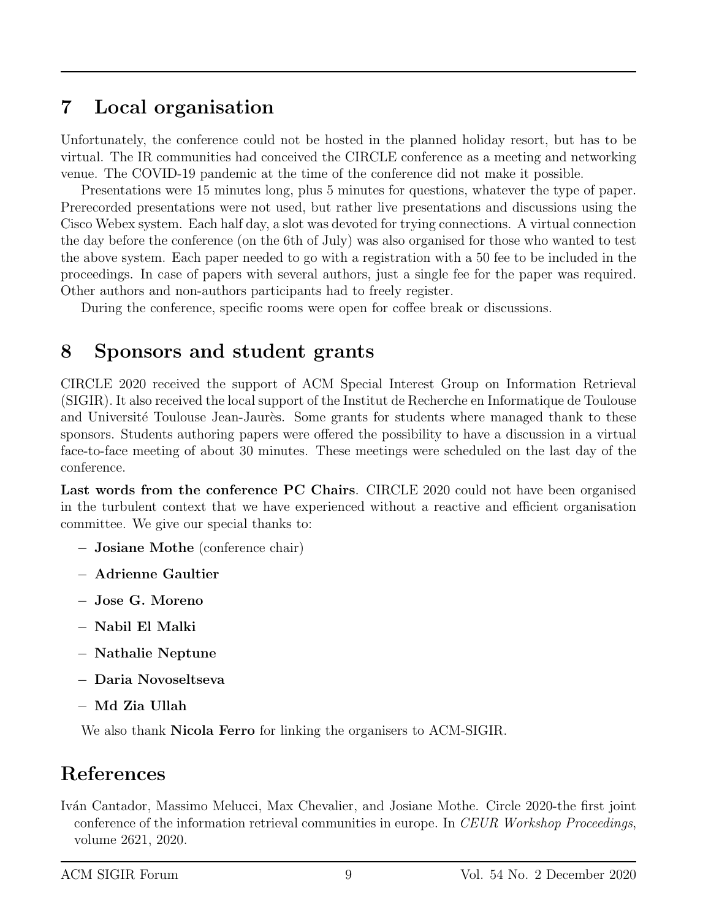## 7 Local organisation

Unfortunately, the conference could not be hosted in the planned holiday resort, but has to be virtual. The IR communities had conceived the CIRCLE conference as a meeting and networking venue. The COVID-19 pandemic at the time of the conference did not make it possible.

Presentations were 15 minutes long, plus 5 minutes for questions, whatever the type of paper. Prerecorded presentations were not used, but rather live presentations and discussions using the Cisco Webex system. Each half day, a slot was devoted for trying connections. A virtual connection the day before the conference (on the 6th of July) was also organised for those who wanted to test the above system. Each paper needed to go with a registration with a 50 fee to be included in the proceedings. In case of papers with several authors, just a single fee for the paper was required. Other authors and non-authors participants had to freely register.

During the conference, specific rooms were open for coffee break or discussions.

## 8 Sponsors and student grants

CIRCLE 2020 received the support of ACM Special Interest Group on Information Retrieval (SIGIR). It also received the local support of the Institut de Recherche en Informatique de Toulouse and Université Toulouse Jean-Jaurès. Some grants for students where managed thank to these sponsors. Students authoring papers were offered the possibility to have a discussion in a virtual face-to-face meeting of about 30 minutes. These meetings were scheduled on the last day of the conference.

**Last words from the conference PC Chairs**. CIRCLE 2020 could not have been organised in the turbulent context that we have experienced without a reactive and efficient organisation committee. We give our special thanks to:

- **Josiane Mothe** (conference chair)
- **Adrienne Gaultier**
- **Jose G. Moreno**
- **Nabil El Malki**
- **Nathalie Neptune**
- **Daria Novoseltseva**
- **Md Zia Ullah**

We also thank **Nicola Ferro** for linking the organisers to ACM-SIGIR.

# References

Iván Cantador, Massimo Melucci, Max Chevalier, and Josiane Mothe. Circle 2020-the first joint conference of the information retrieval communities in europe. In *CEUR Workshop Proceedings*, volume 2621, 2020.